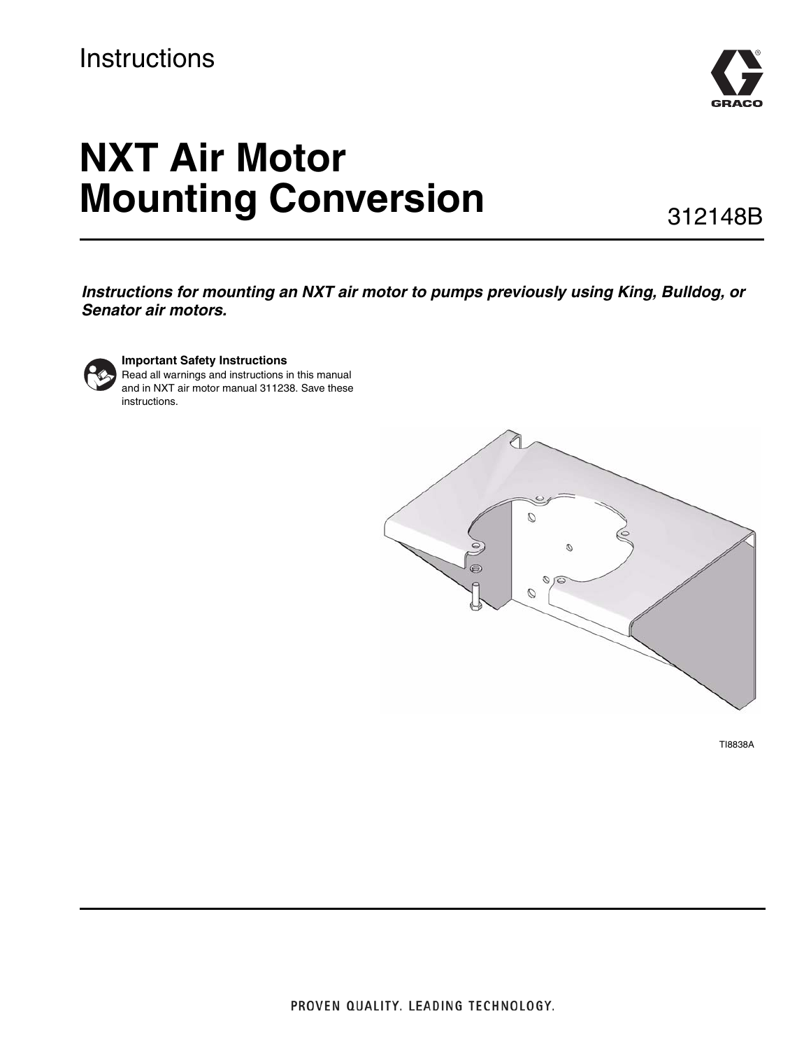Instructions

# NXT Air Motor Mounting Conversion

312148B

***Instructions for mounting an NXT air motor to pumps previously using King, Bulldog, or Senator air motors.***

**Important Safety Instructions**
Read all warnings and instructions in this manual and in NXT air motor manual 311238. Save these instructions.

TI8838A

PROVEN QUALITY. LEADING TECHNOLOGY.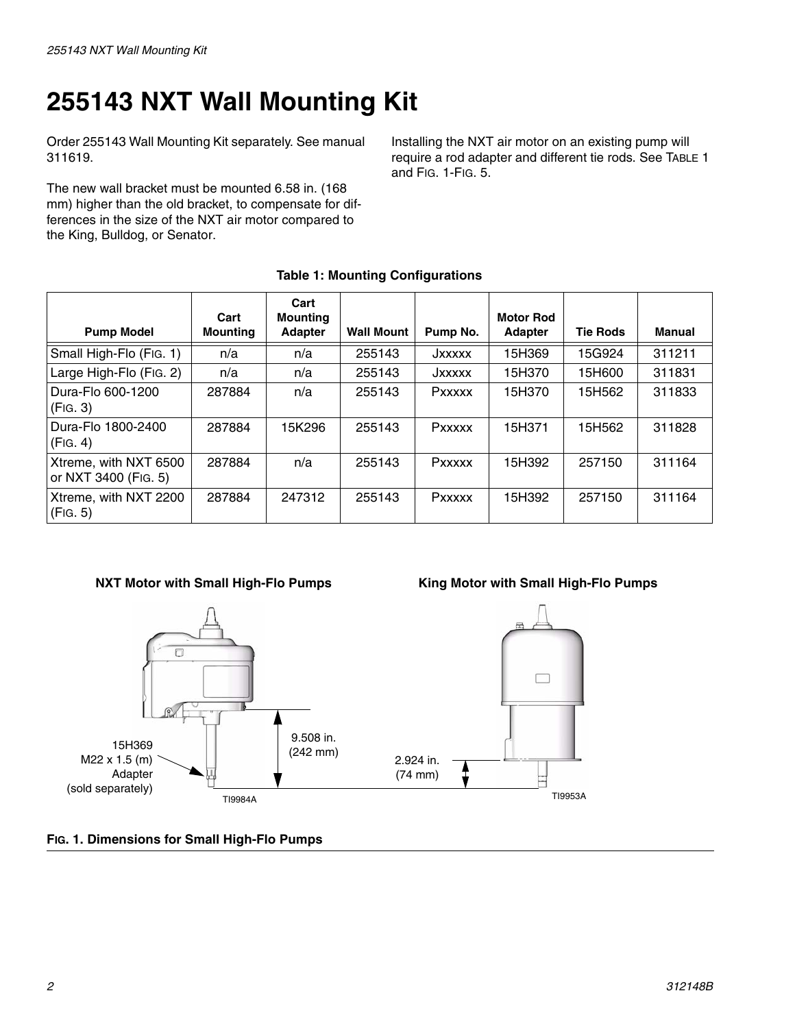# 255143 NXT Wall Mounting Kit

Order 255143 Wall Mounting Kit separately. See manual 311619.

The new wall bracket must be mounted 6.58 in. (168 mm) higher than the old bracket, to compensate for differences in the size of the NXT air motor compared to the King, Bulldog, or Senator.

Installing the NXT air motor on an existing pump will require a rod adapter and different tie rods. See TABLE 1 and FIG. 1-FIG. 5.

**Table 1: Mounting Configurations**

| Pump Model | Cart Mounting | Cart Mounting Adapter | Wall Mount | Pump No. | Motor Rod Adapter | Tie Rods | Manual |
|---|---|---|---|---|---|---|---|
| Small High-Flo (FIG. 1) | n/a | n/a | 255143 | Jxxxxx | 15H369 | 15G924 | 311211 |
| Large High-Flo (FIG. 2) | n/a | n/a | 255143 | Jxxxxx | 15H370 | 15H600 | 311831 |
| Dura-Flo 600-1200 (FIG. 3) | 287884 | n/a | 255143 | Pxxxxx | 15H370 | 15H562 | 311833 |
| Dura-Flo 1800-2400 (FIG. 4) | 287884 | 15K296 | 255143 | Pxxxxx | 15H371 | 15H562 | 311828 |
| Xtreme, with NXT 6500 or NXT 3400 (FIG. 5) | 287884 | n/a | 255143 | Pxxxxx | 15H392 | 257150 | 311164 |
| Xtreme, with NXT 2200 (FIG. 5) | 287884 | 247312 | 255143 | Pxxxxx | 15H392 | 257150 | 311164 |

**NXT Motor with Small High-Flo Pumps** | **King Motor with Small High-Flo Pumps**

15H369 M22 x 1.5 (m) Adapter (sold separately)

9.508 in. (242 mm)

2.924 in. (74 mm)

TI9984A TI9953A

**FIG. 1. Dimensions for Small High-Flo Pumps**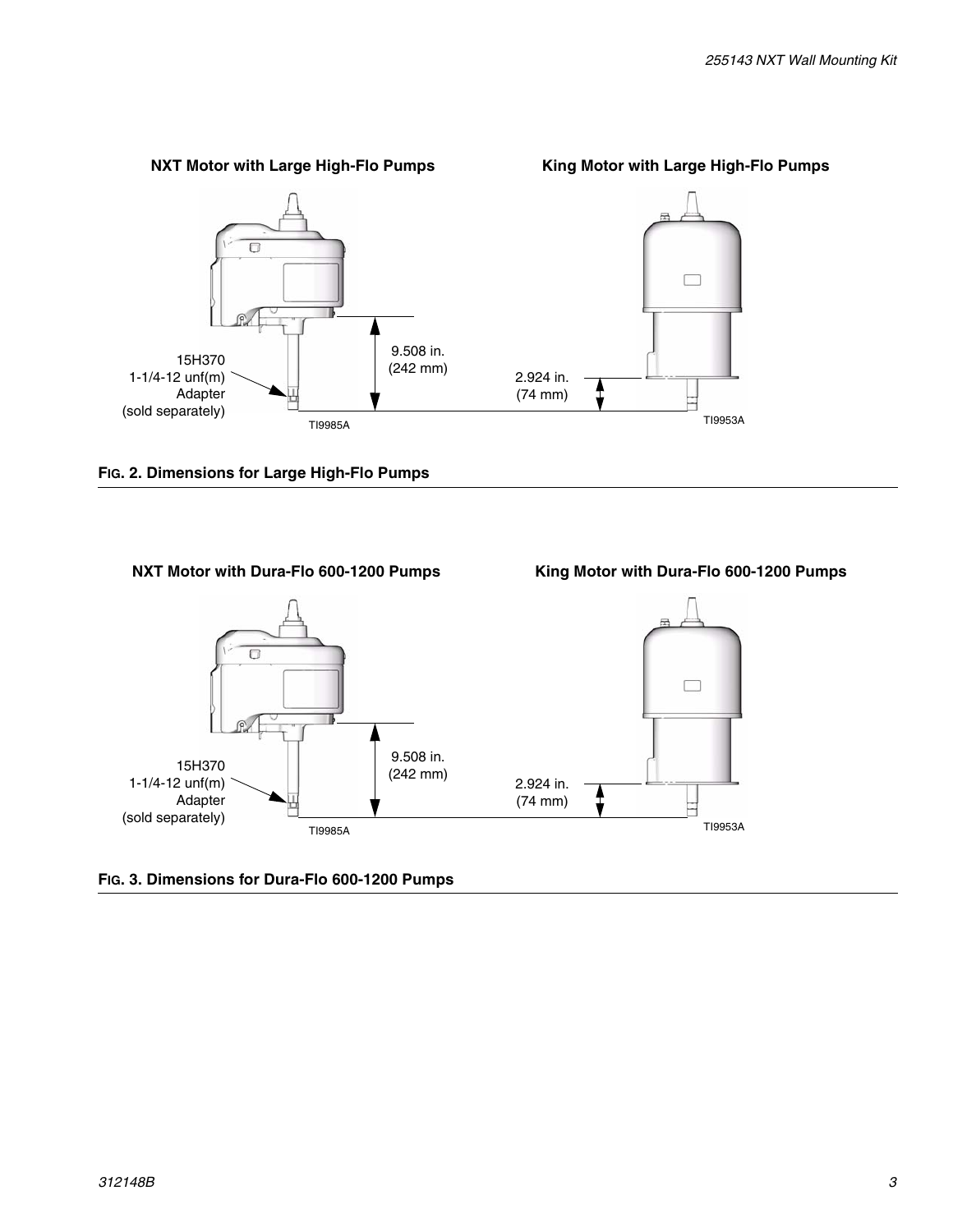**NXT Motor with Large High-Flo Pumps**

**King Motor with Large High-Flo Pumps**

15H370
1-1/4-12 unf(m)
Adapter
(sold separately)

9.508 in.
(242 mm)

2.924 in.
(74 mm)

TI9985A

TI9953A

**FIG. 2. Dimensions for Large High-Flo Pumps**

**NXT Motor with Dura-Flo 600-1200 Pumps**

**King Motor with Dura-Flo 600-1200 Pumps**

15H370
1-1/4-12 unf(m)
Adapter
(sold separately)

9.508 in.
(242 mm)

2.924 in.
(74 mm)

TI9985A

TI9953A

**FIG. 3. Dimensions for Dura-Flo 600-1200 Pumps**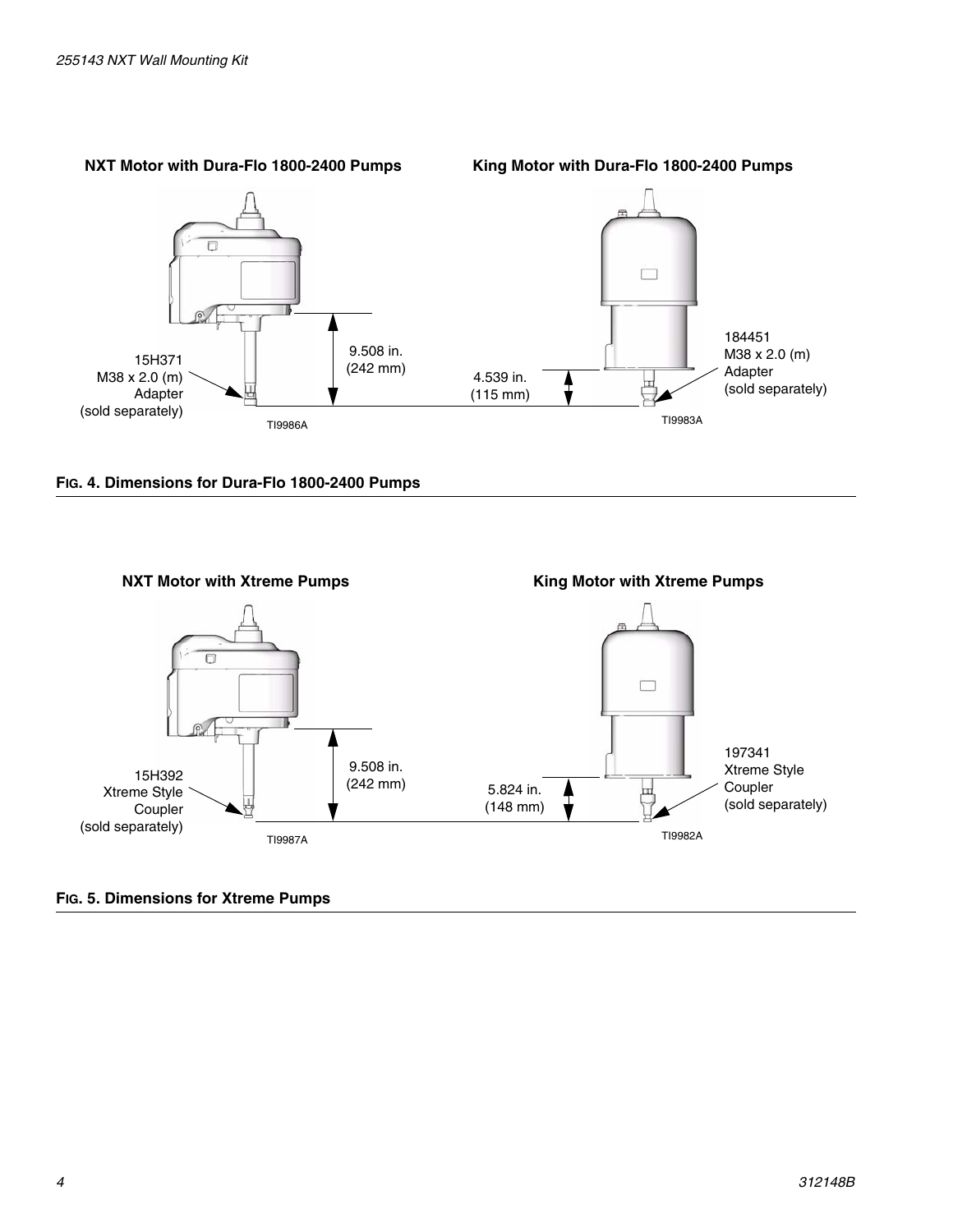**NXT Motor with Dura-Flo 1800-2400 Pumps**

15H371
M38 x 2.0 (m)
Adapter
(sold separately)

9.508 in.
(242 mm)

TI9986A

**King Motor with Dura-Flo 1800-2400 Pumps**

4.539 in.
(115 mm)

184451
M38 x 2.0 (m)
Adapter
(sold separately)

TI9983A

**FIG. 4. Dimensions for Dura-Flo 1800-2400 Pumps**

**NXT Motor with Xtreme Pumps**

15H392
Xtreme Style
Coupler
(sold separately)

9.508 in.
(242 mm)

TI9987A

**King Motor with Xtreme Pumps**

5.824 in.
(148 mm)

197341
Xtreme Style
Coupler
(sold separately)

TI9982A

**FIG. 5. Dimensions for Xtreme Pumps**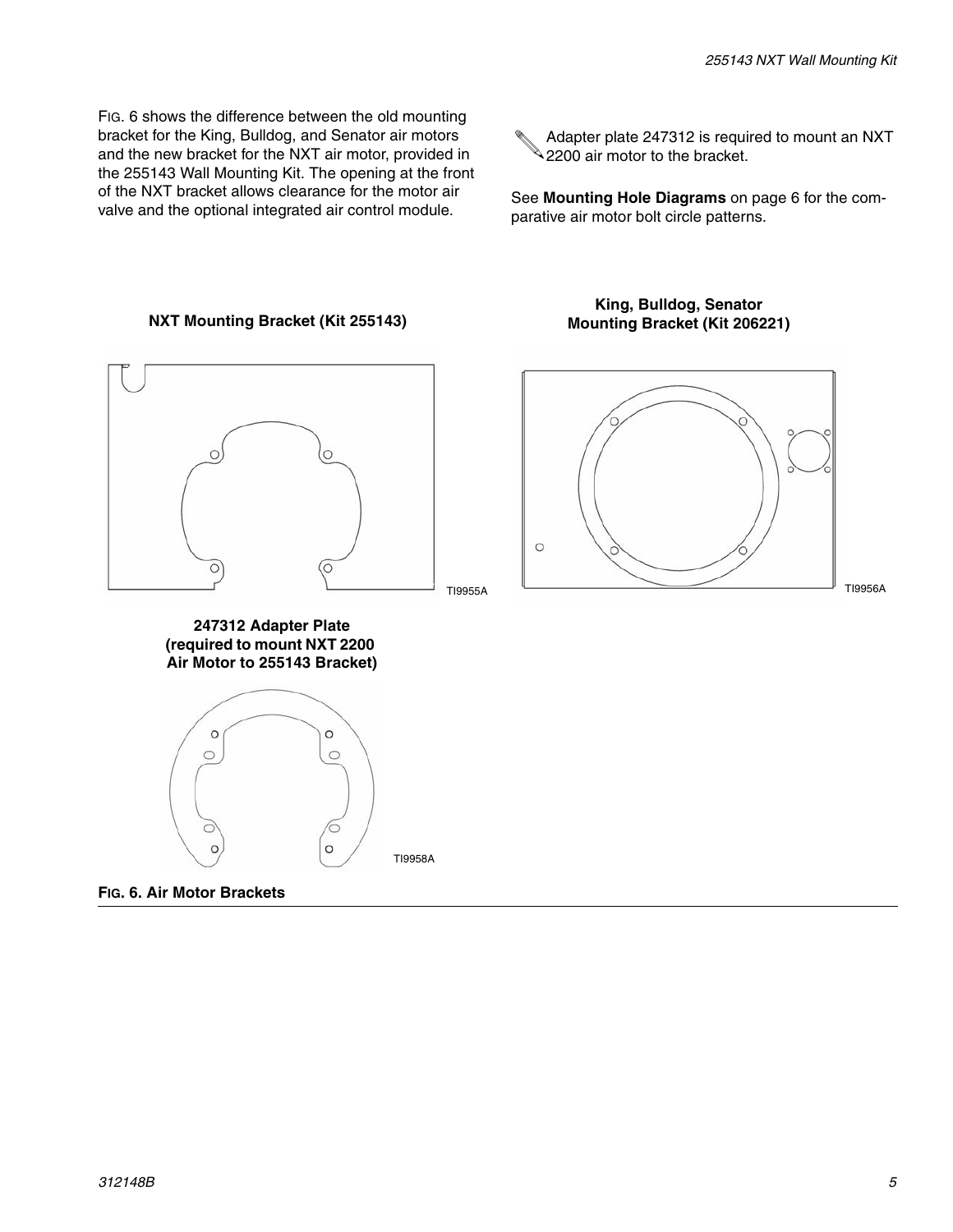FIG. 6 shows the difference between the old mounting bracket for the King, Bulldog, and Senator air motors and the new bracket for the NXT air motor, provided in the 255143 Wall Mounting Kit. The opening at the front of the NXT bracket allows clearance for the motor air valve and the optional integrated air control module.

Adapter plate 247312 is required to mount an NXT 2200 air motor to the bracket.

See **Mounting Hole Diagrams** on page 6 for the comparative air motor bolt circle patterns.

**NXT Mounting Bracket (Kit 255143)**

TI9955A

**King, Bulldog, Senator Mounting Bracket (Kit 206221)**

TI9956A

**247312 Adapter Plate (required to mount NXT 2200 Air Motor to 255143 Bracket)**

TI9958A

**FIG. 6. Air Motor Brackets**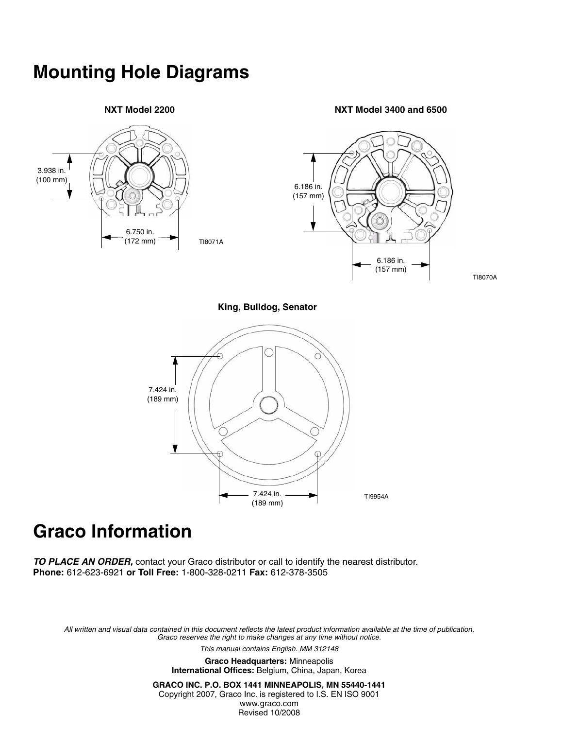# Mounting Hole Diagrams

**NXT Model 2200**

3.938 in.
(100 mm)

6.750 in.
(172 mm)

TI8071A

**NXT Model 3400 and 6500**

6.186 in.
(157 mm)

6.186 in.
(157 mm)

TI8070A

**King, Bulldog, Senator**

7.424 in.
(189 mm)

7.424 in.
(189 mm)

TI9954A

# Graco Information

***TO PLACE AN ORDER,*** contact your Graco distributor or call to identify the nearest distributor.
**Phone:** 612-623-6921 **or Toll Free:** 1-800-328-0211 **Fax:** 612-378-3505

*All written and visual data contained in this document reflects the latest product information available at the time of publication. Graco reserves the right to make changes at any time without notice.*

*This manual contains English. MM 312148*

**Graco Headquarters:** Minneapolis
**International Offices:** Belgium, China, Japan, Korea

**GRACO INC. P.O. BOX 1441 MINNEAPOLIS, MN 55440-1441**
Copyright 2007, Graco Inc. is registered to I.S. EN ISO 9001
www.graco.com
Revised 10/2008